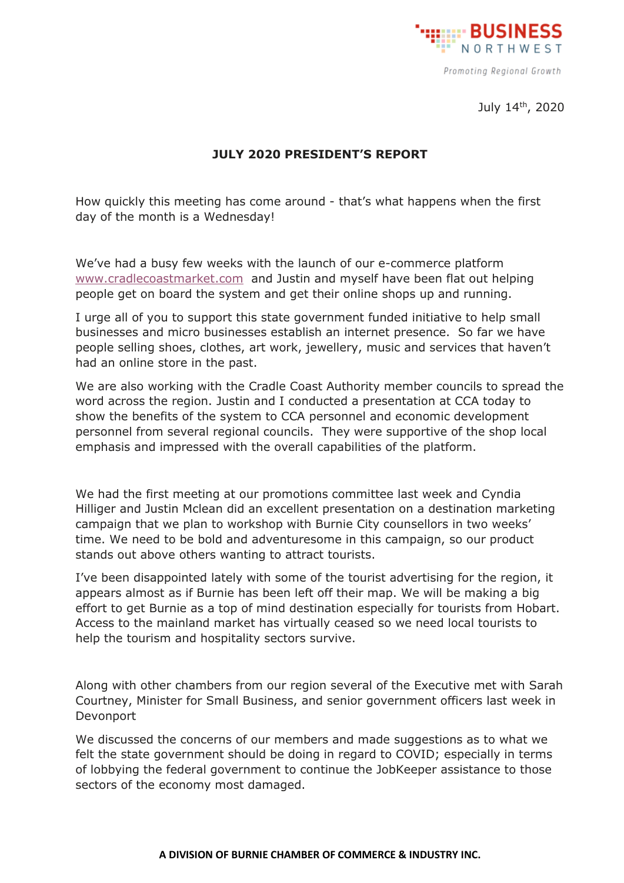BUSINESS NORTHWEST

*Promoting Regional Growth*

July 14th, 2020

## JULY 2020 PRESIDENT'S REPORT

How quickly this meeting has come around - that's what happens when the first day of the month is a Wednesday!

We've had a busy few weeks with the launch of our e-commerce platform www.cradlecoastmarket.com and Justin and myself have been flat out helping people get on board the system and get their online shops up and running.

I urge all of you to support this state government funded initiative to help small businesses and micro businesses establish an internet presence. So far we have people selling shoes, clothes, art work, jewellery, music and services that haven't had an online store in the past.

We are also working with the Cradle Coast Authority member councils to spread the word across the region. Justin and I conducted a presentation at CCA today to show the benefits of the system to CCA personnel and economic development personnel from several regional councils. They were supportive of the shop local emphasis and impressed with the overall capabilities of the platform.

We had the first meeting at our promotions committee last week and Cyndia Hilliger and Justin Mclean did an excellent presentation on a destination marketing campaign that we plan to workshop with Burnie City counsellors in two weeks' time. We need to be bold and adventuresome in this campaign, so our product stands out above others wanting to attract tourists.

I've been disappointed lately with some of the tourist advertising for the region, it appears almost as if Burnie has been left off their map. We will be making a big effort to get Burnie as a top of mind destination especially for tourists from Hobart. Access to the mainland market has virtually ceased so we need local tourists to help the tourism and hospitality sectors survive.

Along with other chambers from our region several of the Executive met with Sarah Courtney, Minister for Small Business, and senior government officers last week in Devonport

We discussed the concerns of our members and made suggestions as to what we felt the state government should be doing in regard to COVID; especially in terms of lobbying the federal government to continue the JobKeeper assistance to those sectors of the economy most damaged.

**A DIVISION OF BURNIE CHAMBER OF COMMERCE & INDUSTRY INC.**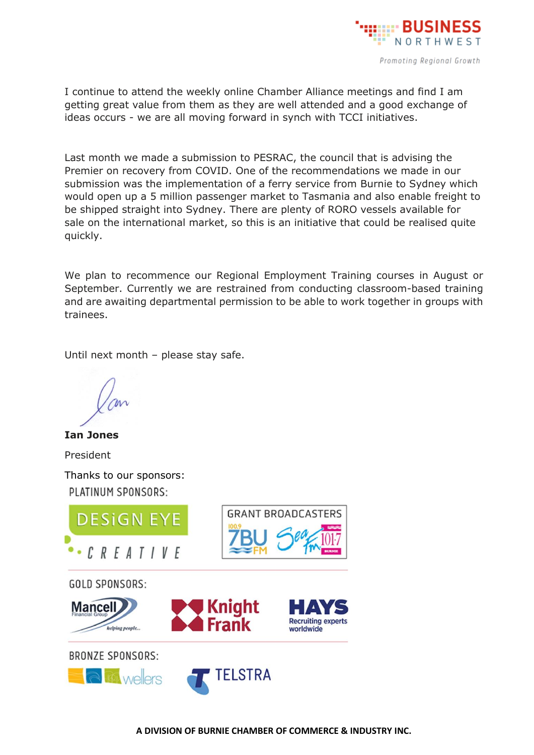I continue to attend the weekly online Chamber Alliance meetings and find I am getting great value from them as they are well attended and a good exchange of ideas occurs - we are all moving forward in synch with TCCI initiatives.

Last month we made a submission to PESRAC, the council that is advising the Premier on recovery from COVID. One of the recommendations we made in our submission was the implementation of a ferry service from Burnie to Sydney which would open up a 5 million passenger market to Tasmania and also enable freight to be shipped straight into Sydney. There are plenty of RORO vessels available for sale on the international market, so this is an initiative that could be realised quite quickly.

We plan to recommence our Regional Employment Training courses in August or September. Currently we are restrained from conducting classroom-based training and are awaiting departmental permission to be able to work together in groups with trainees.

Until next month – please stay safe.

**Ian Jones**

President

Thanks to our sponsors:

PLATINUM SPONSORS:

GOLD SPONSORS:

BRONZE SPONSORS:

**A DIVISION OF BURNIE CHAMBER OF COMMERCE & INDUSTRY INC.**